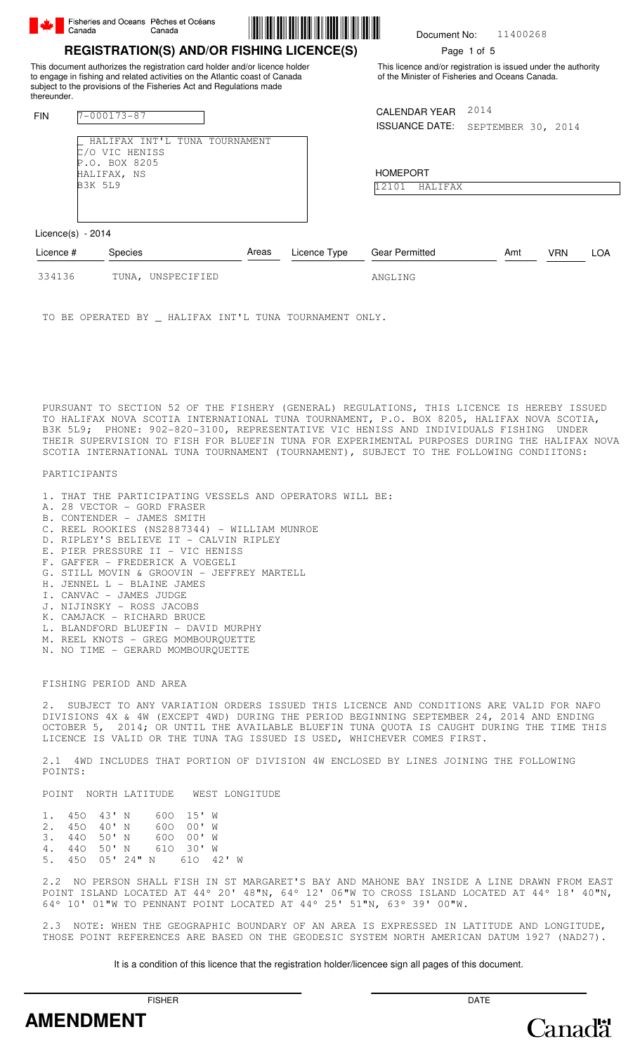Fisheries and Oceans Canada / Pêches et Océans Canada

Document No: 11400268

# REGISTRATION(S) AND/OR FISHING LICENCE(S)

This document authorizes the registration card holder and/or licence holder to engage in fishing and related activities on the Atlantic coast of Canada subject to the provisions of the Fisheries Act and Regulations made thereunder.

This licence and/or registration is issued under the authority of the Minister of Fisheries and Oceans Canada.

FIN 7-000173-87

_ HALIFAX INT'L TUNA TOURNAMENT
C/O VIC HENISS
P.O. BOX 8205
HALIFAX, NS
B3K 5L9

CALENDAR YEAR 2014
ISSUANCE DATE: SEPTEMBER 30, 2014

HOMEPORT
12101 HALIFAX

Licence(s) - 2014

| Licence # | Species | Areas | Licence Type | Gear Permitted | Amt | VRN | LOA |
|---|---|---|---|---|---|---|---|
| 334136 | TUNA, UNSPECIFIED | | | ANGLING | | | |

TO BE OPERATED BY _ HALIFAX INT'L TUNA TOURNAMENT ONLY.

PURSUANT TO SECTION 52 OF THE FISHERY (GENERAL) REGULATIONS, THIS LICENCE IS HEREBY ISSUED TO HALIFAX NOVA SCOTIA INTERNATIONAL TUNA TOURNAMENT, P.O. BOX 8205, HALIFAX NOVA SCOTIA, B3K 5L9; PHONE: 902-820-3100, REPRESENTATIVE VIC HENISS AND INDIVIDUALS FISHING UNDER THEIR SUPERVISION TO FISH FOR BLUEFIN TUNA FOR EXPERIMENTAL PURPOSES DURING THE HALIFAX NOVA SCOTIA INTERNATIONAL TUNA TOURNAMENT (TOURNAMENT), SUBJECT TO THE FOLLOWING CONDIITONS:

PARTICIPANTS

1. THAT THE PARTICIPATING VESSELS AND OPERATORS WILL BE:
A. 28 VECTOR - GORD FRASER
B. CONTENDER - JAMES SMITH
C. REEL ROOKIES (NS2887344) - WILLIAM MUNROE
D. RIPLEY'S BELIEVE IT - CALVIN RIPLEY
E. PIER PRESSURE II - VIC HENISS
F. GAFFER - FREDERICK A VOEGELI
G. STILL MOVIN & GROOVIN - JEFFREY MARTELL
H. JENNEL L - BLAINE JAMES
I. CANVAC - JAMES JUDGE
J. NIJINSKY - ROSS JACOBS
K. CAMJACK - RICHARD BRUCE
L. BLANDFORD BLUEFIN - DAVID MURPHY
M. REEL KNOTS - GREG MOMBOURQUETTE
N. NO TIME - GERARD MOMBOURQUETTE

FISHING PERIOD AND AREA

2. SUBJECT TO ANY VARIATION ORDERS ISSUED THIS LICENCE AND CONDITIONS ARE VALID FOR NAFO DIVISIONS 4X & 4W (EXCEPT 4WD) DURING THE PERIOD BEGINNING SEPTEMBER 24, 2014 AND ENDING OCTOBER 5, 2014; OR UNTIL THE AVAILABLE BLUEFIN TUNA QUOTA IS CAUGHT DURING THE TIME THIS LICENCE IS VALID OR THE TUNA TAG ISSUED IS USED, WHICHEVER COMES FIRST.

2.1 4WD INCLUDES THAT PORTION OF DIVISION 4W ENCLOSED BY LINES JOINING THE FOLLOWING POINTS:

| POINT | NORTH LATITUDE | WEST LONGITUDE |
|---|---|---|
| 1. | 45O 43' N | 60O 15' W |
| 2. | 45O 40' N | 60O 00' W |
| 3. | 44O 50' N | 60O 00' W |
| 4. | 44O 50' N | 61O 30' W |
| 5. | 45O 05' 24" N | 61O 42' W |

2.2 NO PERSON SHALL FISH IN ST MARGARET'S BAY AND MAHONE BAY INSIDE A LINE DRAWN FROM EAST POINT ISLAND LOCATED AT 44° 20' 48"N, 64° 12' 06"W TO CROSS ISLAND LOCATED AT 44° 18' 40"N, 64° 10' 01"W TO PENNANT POINT LOCATED AT 44° 25' 51"N, 63° 39' 00"W.

2.3 NOTE: WHEN THE GEOGRAPHIC BOUNDARY OF AN AREA IS EXPRESSED IN LATITUDE AND LONGITUDE, THOSE POINT REFERENCES ARE BASED ON THE GEODESIC SYSTEM NORTH AMERICAN DATUM 1927 (NAD27).

It is a condition of this licence that the registration holder/licencee sign all pages of this document.

FISHER ____________________ DATE ____________________

**AMENDMENT**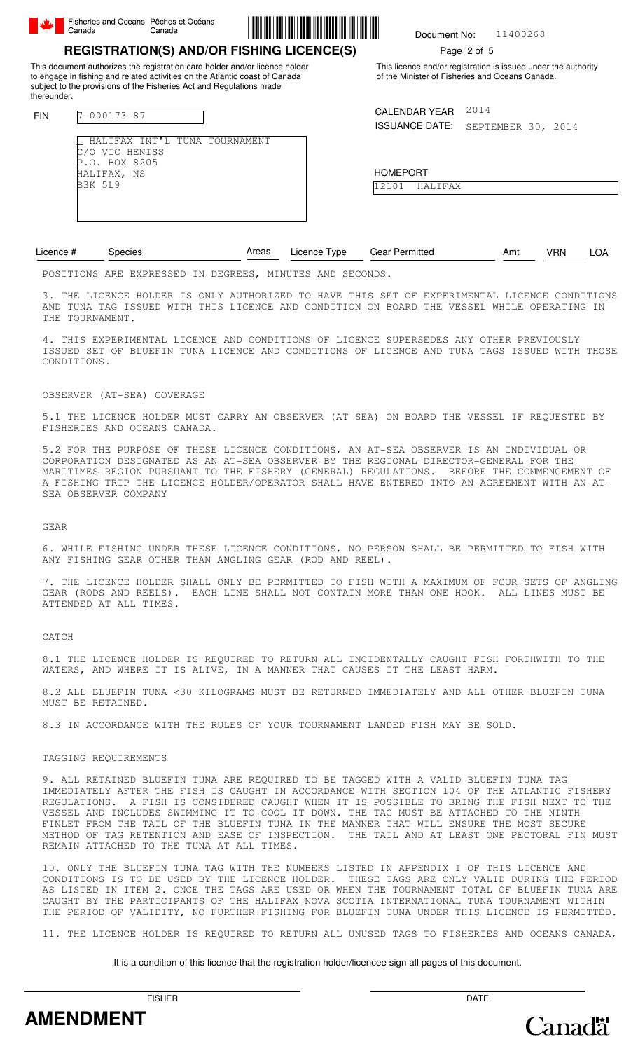Fisheries and Oceans Canada / Pêches et Océans Canada

Document No: 11400268

## REGISTRATION(S) AND/OR FISHING LICENCE(S)

Page 2 of 5

This document authorizes the registration card holder and/or licence holder to engage in fishing and related activities on the Atlantic coast of Canada subject to the provisions of the Fisheries Act and Regulations made thereunder.

This licence and/or registration is issued under the authority of the Minister of Fisheries and Oceans Canada.

FIN 7-000173-87

_ HALIFAX INT'L TUNA TOURNAMENT
C/O VIC HENISS
P.O. BOX 8205
HALIFAX, NS
B3K 5L9

CALENDAR YEAR 2014
ISSUANCE DATE: SEPTEMBER 30, 2014

HOMEPORT
12101 HALIFAX

| Licence # | Species | Areas | Licence Type | Gear Permitted | Amt | VRN | LOA |
|---|---|---|---|---|---|---|---|

POSITIONS ARE EXPRESSED IN DEGREES, MINUTES AND SECONDS.

3. THE LICENCE HOLDER IS ONLY AUTHORIZED TO HAVE THIS SET OF EXPERIMENTAL LICENCE CONDITIONS AND TUNA TAG ISSUED WITH THIS LICENCE AND CONDITION ON BOARD THE VESSEL WHILE OPERATING IN THE TOURNAMENT.

4. THIS EXPERIMENTAL LICENCE AND CONDITIONS OF LICENCE SUPERSEDES ANY OTHER PREVIOUSLY ISSUED SET OF BLUEFIN TUNA LICENCE AND CONDITIONS OF LICENCE AND TUNA TAGS ISSUED WITH THOSE CONDITIONS.

OBSERVER (AT-SEA) COVERAGE

5.1 THE LICENCE HOLDER MUST CARRY AN OBSERVER (AT SEA) ON BOARD THE VESSEL IF REQUESTED BY FISHERIES AND OCEANS CANADA.

5.2 FOR THE PURPOSE OF THESE LICENCE CONDITIONS, AN AT-SEA OBSERVER IS AN INDIVIDUAL OR CORPORATION DESIGNATED AS AN AT-SEA OBSERVER BY THE REGIONAL DIRECTOR-GENERAL FOR THE MARITIMES REGION PURSUANT TO THE FISHERY (GENERAL) REGULATIONS. BEFORE THE COMMENCEMENT OF A FISHING TRIP THE LICENCE HOLDER/OPERATOR SHALL HAVE ENTERED INTO AN AGREEMENT WITH AN AT-SEA OBSERVER COMPANY

GEAR

6. WHILE FISHING UNDER THESE LICENCE CONDITIONS, NO PERSON SHALL BE PERMITTED TO FISH WITH ANY FISHING GEAR OTHER THAN ANGLING GEAR (ROD AND REEL).

7. THE LICENCE HOLDER SHALL ONLY BE PERMITTED TO FISH WITH A MAXIMUM OF FOUR SETS OF ANGLING GEAR (RODS AND REELS). EACH LINE SHALL NOT CONTAIN MORE THAN ONE HOOK. ALL LINES MUST BE ATTENDED AT ALL TIMES.

CATCH

8.1 THE LICENCE HOLDER IS REQUIRED TO RETURN ALL INCIDENTALLY CAUGHT FISH FORTHWITH TO THE WATERS, AND WHERE IT IS ALIVE, IN A MANNER THAT CAUSES IT THE LEAST HARM.

8.2 ALL BLUEFIN TUNA <30 KILOGRAMS MUST BE RETURNED IMMEDIATELY AND ALL OTHER BLUEFIN TUNA MUST BE RETAINED.

8.3 IN ACCORDANCE WITH THE RULES OF YOUR TOURNAMENT LANDED FISH MAY BE SOLD.

TAGGING REQUIREMENTS

9. ALL RETAINED BLUEFIN TUNA ARE REQUIRED TO BE TAGGED WITH A VALID BLUEFIN TUNA TAG IMMEDIATELY AFTER THE FISH IS CAUGHT IN ACCORDANCE WITH SECTION 104 OF THE ATLANTIC FISHERY REGULATIONS. A FISH IS CONSIDERED CAUGHT WHEN IT IS POSSIBLE TO BRING THE FISH NEXT TO THE VESSEL AND INCLUDES SWIMMING IT TO COOL IT DOWN. THE TAG MUST BE ATTACHED TO THE NINTH FINLET FROM THE TAIL OF THE BLUEFIN TUNA IN THE MANNER THAT WILL ENSURE THE MOST SECURE METHOD OF TAG RETENTION AND EASE OF INSPECTION. THE TAIL AND AT LEAST ONE PECTORAL FIN MUST REMAIN ATTACHED TO THE TUNA AT ALL TIMES.

10. ONLY THE BLUEFIN TUNA TAG WITH THE NUMBERS LISTED IN APPENDIX I OF THIS LICENCE AND CONDITIONS IS TO BE USED BY THE LICENCE HOLDER. THESE TAGS ARE ONLY VALID DURING THE PERIOD AS LISTED IN ITEM 2. ONCE THE TAGS ARE USED OR WHEN THE TOURNAMENT TOTAL OF BLUEFIN TUNA ARE CAUGHT BY THE PARTICIPANTS OF THE HALIFAX NOVA SCOTIA INTERNATIONAL TUNA TOURNAMENT WITHIN THE PERIOD OF VALIDITY, NO FURTHER FISHING FOR BLUEFIN TUNA UNDER THIS LICENCE IS PERMITTED.

11. THE LICENCE HOLDER IS REQUIRED TO RETURN ALL UNUSED TAGS TO FISHERIES AND OCEANS CANADA,

It is a condition of this licence that the registration holder/licencee sign all pages of this document.

FISHER _______________ DATE _______________

**AMENDMENT**

Canada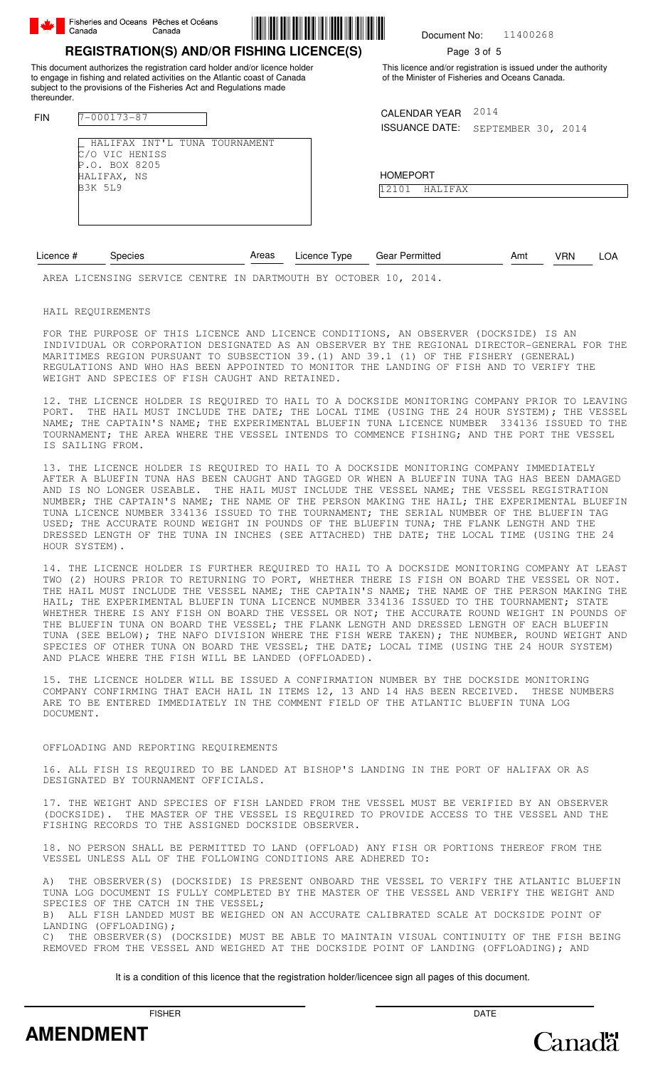Fisheries and Oceans Canada / Pêches et Océans Canada

Document No: 11400268

## REGISTRATION(S) AND/OR FISHING LICENCE(S)

This document authorizes the registration card holder and/or licence holder to engage in fishing and related activities on the Atlantic coast of Canada subject to the provisions of the Fisheries Act and Regulations made thereunder.

This licence and/or registration is issued under the authority of the Minister of Fisheries and Oceans Canada.

FIN: 7-000173-87

_ HALIFAX INT'L TUNA TOURNAMENT
C/O VIC HENISS
P.O. BOX 8205
HALIFAX, NS
B3K 5L9

CALENDAR YEAR: 2014
ISSUANCE DATE: SEPTEMBER 30, 2014

HOMEPORT: 12101 HALIFAX

| Licence # | Species | Areas | Licence Type | Gear Permitted | Amt | VRN | LOA |
|---|---|---|---|---|---|---|---|

AREA LICENSING SERVICE CENTRE IN DARTMOUTH BY OCTOBER 10, 2014.

HAIL REQUIREMENTS

FOR THE PURPOSE OF THIS LICENCE AND LICENCE CONDITIONS, AN OBSERVER (DOCKSIDE) IS AN INDIVIDUAL OR CORPORATION DESIGNATED AS AN OBSERVER BY THE REGIONAL DIRECTOR-GENERAL FOR THE MARITIMES REGION PURSUANT TO SUBSECTION 39.(1) AND 39.1 (1) OF THE FISHERY (GENERAL) REGULATIONS AND WHO HAS BEEN APPOINTED TO MONITOR THE LANDING OF FISH AND TO VERIFY THE WEIGHT AND SPECIES OF FISH CAUGHT AND RETAINED.

12. THE LICENCE HOLDER IS REQUIRED TO HAIL TO A DOCKSIDE MONITORING COMPANY PRIOR TO LEAVING PORT. THE HAIL MUST INCLUDE THE DATE; THE LOCAL TIME (USING THE 24 HOUR SYSTEM); THE VESSEL NAME; THE CAPTAIN'S NAME; THE EXPERIMENTAL BLUEFIN TUNA LICENCE NUMBER 334136 ISSUED TO THE TOURNAMENT; THE AREA WHERE THE VESSEL INTENDS TO COMMENCE FISHING; AND THE PORT THE VESSEL IS SAILING FROM.

13. THE LICENCE HOLDER IS REQUIRED TO HAIL TO A DOCKSIDE MONITORING COMPANY IMMEDIATELY AFTER A BLUEFIN TUNA HAS BEEN CAUGHT AND TAGGED OR WHEN A BLUEFIN TUNA TAG HAS BEEN DAMAGED AND IS NO LONGER USEABLE. THE HAIL MUST INCLUDE THE VESSEL NAME; THE VESSEL REGISTRATION NUMBER; THE CAPTAIN'S NAME; THE NAME OF THE PERSON MAKING THE HAIL; THE EXPERIMENTAL BLUEFIN TUNA LICENCE NUMBER 334136 ISSUED TO THE TOURNAMENT; THE SERIAL NUMBER OF THE BLUEFIN TAG USED; THE ACCURATE ROUND WEIGHT IN POUNDS OF THE BLUEFIN TUNA; THE FLANK LENGTH AND THE DRESSED LENGTH OF THE TUNA IN INCHES (SEE ATTACHED) THE DATE; THE LOCAL TIME (USING THE 24 HOUR SYSTEM).

14. THE LICENCE HOLDER IS FURTHER REQUIRED TO HAIL TO A DOCKSIDE MONITORING COMPANY AT LEAST TWO (2) HOURS PRIOR TO RETURNING TO PORT, WHETHER THERE IS FISH ON BOARD THE VESSEL OR NOT. THE HAIL MUST INCLUDE THE VESSEL NAME; THE CAPTAIN'S NAME; THE NAME OF THE PERSON MAKING THE HAIL; THE EXPERIMENTAL BLUEFIN TUNA LICENCE NUMBER 334136 ISSUED TO THE TOURNAMENT; STATE WHETHER THERE IS ANY FISH ON BOARD THE VESSEL OR NOT; THE ACCURATE ROUND WEIGHT IN POUNDS OF THE BLUEFIN TUNA ON BOARD THE VESSEL; THE FLANK LENGTH AND DRESSED LENGTH OF EACH BLUEFIN TUNA (SEE BELOW); THE NAFO DIVISION WHERE THE FISH WERE TAKEN); THE NUMBER, ROUND WEIGHT AND SPECIES OF OTHER TUNA ON BOARD THE VESSEL; THE DATE; LOCAL TIME (USING THE 24 HOUR SYSTEM) AND PLACE WHERE THE FISH WILL BE LANDED (OFFLOADED).

15. THE LICENCE HOLDER WILL BE ISSUED A CONFIRMATION NUMBER BY THE DOCKSIDE MONITORING COMPANY CONFIRMING THAT EACH HAIL IN ITEMS 12, 13 AND 14 HAS BEEN RECEIVED. THESE NUMBERS ARE TO BE ENTERED IMMEDIATELY IN THE COMMENT FIELD OF THE ATLANTIC BLUEFIN TUNA LOG DOCUMENT.

OFFLOADING AND REPORTING REQUIREMENTS

16. ALL FISH IS REQUIRED TO BE LANDED AT BISHOP'S LANDING IN THE PORT OF HALIFAX OR AS DESIGNATED BY TOURNAMENT OFFICIALS.

17. THE WEIGHT AND SPECIES OF FISH LANDED FROM THE VESSEL MUST BE VERIFIED BY AN OBSERVER (DOCKSIDE). THE MASTER OF THE VESSEL IS REQUIRED TO PROVIDE ACCESS TO THE VESSEL AND THE FISHING RECORDS TO THE ASSIGNED DOCKSIDE OBSERVER.

18. NO PERSON SHALL BE PERMITTED TO LAND (OFFLOAD) ANY FISH OR PORTIONS THEREOF FROM THE VESSEL UNLESS ALL OF THE FOLLOWING CONDITIONS ARE ADHERED TO:

A) THE OBSERVER(S) (DOCKSIDE) IS PRESENT ONBOARD THE VESSEL TO VERIFY THE ATLANTIC BLUEFIN TUNA LOG DOCUMENT IS FULLY COMPLETED BY THE MASTER OF THE VESSEL AND VERIFY THE WEIGHT AND SPECIES OF THE CATCH IN THE VESSEL;
B) ALL FISH LANDED MUST BE WEIGHED ON AN ACCURATE CALIBRATED SCALE AT DOCKSIDE POINT OF LANDING (OFFLOADING);
C) THE OBSERVER(S) (DOCKSIDE) MUST BE ABLE TO MAINTAIN VISUAL CONTINUITY OF THE FISH BEING REMOVED FROM THE VESSEL AND WEIGHED AT THE DOCKSIDE POINT OF LANDING (OFFLOADING); AND

It is a condition of this licence that the registration holder/licencee sign all pages of this document.

FISHER ____________________ DATE ____________________

**AMENDMENT**

Canada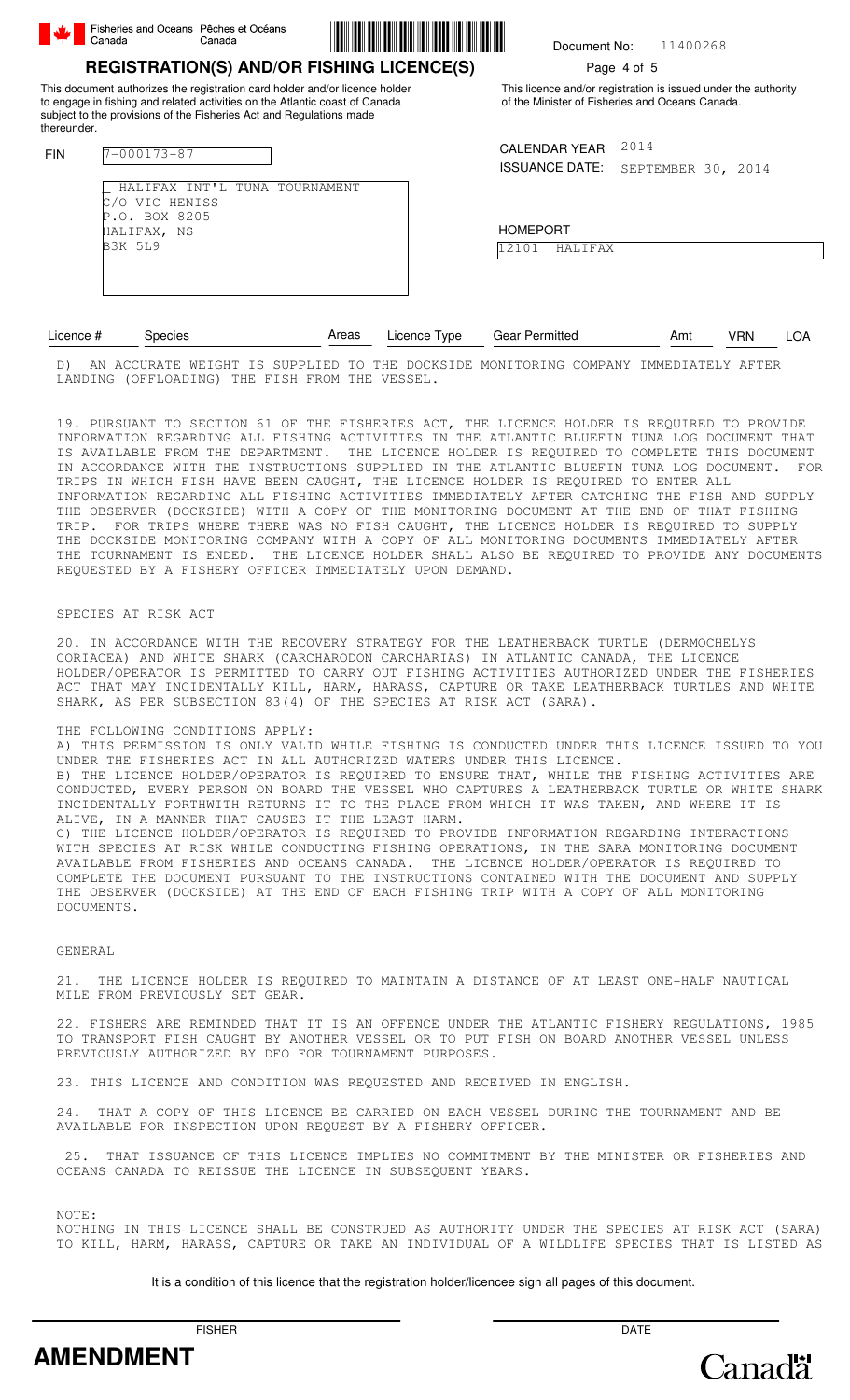Fisheries and Oceans Canada / Pêches et Océans Canada

Document No: 11400268

## REGISTRATION(S) AND/OR FISHING LICENCE(S)

This document authorizes the registration card holder and/or licence holder to engage in fishing and related activities on the Atlantic coast of Canada subject to the provisions of the Fisheries Act and Regulations made thereunder.

This licence and/or registration is issued under the authority of the Minister of Fisheries and Oceans Canada.

FIN 7-000173-87

_ HALIFAX INT'L TUNA TOURNAMENT
C/O VIC HENISS
P.O. BOX 8205
HALIFAX, NS
B3K 5L9

CALENDAR YEAR 2014
ISSUANCE DATE: SEPTEMBER 30, 2014

HOMEPORT
12101 HALIFAX

| Licence # | Species | Areas | Licence Type | Gear Permitted | Amt | VRN | LOA |
|---|---|---|---|---|---|---|---|

D) AN ACCURATE WEIGHT IS SUPPLIED TO THE DOCKSIDE MONITORING COMPANY IMMEDIATELY AFTER LANDING (OFFLOADING) THE FISH FROM THE VESSEL.

19. PURSUANT TO SECTION 61 OF THE FISHERIES ACT, THE LICENCE HOLDER IS REQUIRED TO PROVIDE INFORMATION REGARDING ALL FISHING ACTIVITIES IN THE ATLANTIC BLUEFIN TUNA LOG DOCUMENT THAT IS AVAILABLE FROM THE DEPARTMENT. THE LICENCE HOLDER IS REQUIRED TO COMPLETE THIS DOCUMENT IN ACCORDANCE WITH THE INSTRUCTIONS SUPPLIED IN THE ATLANTIC BLUEFIN TUNA LOG DOCUMENT. FOR TRIPS IN WHICH FISH HAVE BEEN CAUGHT, THE LICENCE HOLDER IS REQUIRED TO ENTER ALL INFORMATION REGARDING ALL FISHING ACTIVITIES IMMEDIATELY AFTER CATCHING THE FISH AND SUPPLY THE OBSERVER (DOCKSIDE) WITH A COPY OF THE MONITORING DOCUMENT AT THE END OF THAT FISHING TRIP. FOR TRIPS WHERE THERE WAS NO FISH CAUGHT, THE LICENCE HOLDER IS REQUIRED TO SUPPLY THE DOCKSIDE MONITORING COMPANY WITH A COPY OF ALL MONITORING DOCUMENTS IMMEDIATELY AFTER THE TOURNAMENT IS ENDED. THE LICENCE HOLDER SHALL ALSO BE REQUIRED TO PROVIDE ANY DOCUMENTS REQUESTED BY A FISHERY OFFICER IMMEDIATELY UPON DEMAND.

SPECIES AT RISK ACT

20. IN ACCORDANCE WITH THE RECOVERY STRATEGY FOR THE LEATHERBACK TURTLE (DERMOCHELYS CORIACEA) AND WHITE SHARK (CARCHARODON CARCHARIAS) IN ATLANTIC CANADA, THE LICENCE HOLDER/OPERATOR IS PERMITTED TO CARRY OUT FISHING ACTIVITIES AUTHORIZED UNDER THE FISHERIES ACT THAT MAY INCIDENTALLY KILL, HARM, HARASS, CAPTURE OR TAKE LEATHERBACK TURTLES AND WHITE SHARK, AS PER SUBSECTION 83(4) OF THE SPECIES AT RISK ACT (SARA).

THE FOLLOWING CONDITIONS APPLY:
A) THIS PERMISSION IS ONLY VALID WHILE FISHING IS CONDUCTED UNDER THIS LICENCE ISSUED TO YOU UNDER THE FISHERIES ACT IN ALL AUTHORIZED WATERS UNDER THIS LICENCE.
B) THE LICENCE HOLDER/OPERATOR IS REQUIRED TO ENSURE THAT, WHILE THE FISHING ACTIVITIES ARE CONDUCTED, EVERY PERSON ON BOARD THE VESSEL WHO CAPTURES A LEATHERBACK TURTLE OR WHITE SHARK INCIDENTALLY FORTHWITH RETURNS IT TO THE PLACE FROM WHICH IT WAS TAKEN, AND WHERE IT IS ALIVE, IN A MANNER THAT CAUSES IT THE LEAST HARM.
C) THE LICENCE HOLDER/OPERATOR IS REQUIRED TO PROVIDE INFORMATION REGARDING INTERACTIONS WITH SPECIES AT RISK WHILE CONDUCTING FISHING OPERATIONS, IN THE SARA MONITORING DOCUMENT AVAILABLE FROM FISHERIES AND OCEANS CANADA. THE LICENCE HOLDER/OPERATOR IS REQUIRED TO COMPLETE THE DOCUMENT PURSUANT TO THE INSTRUCTIONS CONTAINED WITH THE DOCUMENT AND SUPPLY THE OBSERVER (DOCKSIDE) AT THE END OF EACH FISHING TRIP WITH A COPY OF ALL MONITORING DOCUMENTS.

GENERAL

21. THE LICENCE HOLDER IS REQUIRED TO MAINTAIN A DISTANCE OF AT LEAST ONE-HALF NAUTICAL MILE FROM PREVIOUSLY SET GEAR.

22. FISHERS ARE REMINDED THAT IT IS AN OFFENCE UNDER THE ATLANTIC FISHERY REGULATIONS, 1985 TO TRANSPORT FISH CAUGHT BY ANOTHER VESSEL OR TO PUT FISH ON BOARD ANOTHER VESSEL UNLESS PREVIOUSLY AUTHORIZED BY DFO FOR TOURNAMENT PURPOSES.

23. THIS LICENCE AND CONDITION WAS REQUESTED AND RECEIVED IN ENGLISH.

24. THAT A COPY OF THIS LICENCE BE CARRIED ON EACH VESSEL DURING THE TOURNAMENT AND BE AVAILABLE FOR INSPECTION UPON REQUEST BY A FISHERY OFFICER.

25. THAT ISSUANCE OF THIS LICENCE IMPLIES NO COMMITMENT BY THE MINISTER OR FISHERIES AND OCEANS CANADA TO REISSUE THE LICENCE IN SUBSEQUENT YEARS.

NOTE:
NOTHING IN THIS LICENCE SHALL BE CONSTRUED AS AUTHORITY UNDER THE SPECIES AT RISK ACT (SARA) TO KILL, HARM, HARASS, CAPTURE OR TAKE AN INDIVIDUAL OF A WILDLIFE SPECIES THAT IS LISTED AS

It is a condition of this licence that the registration holder/licencee sign all pages of this document.

FISHER ____________________ DATE ____________________

**AMENDMENT**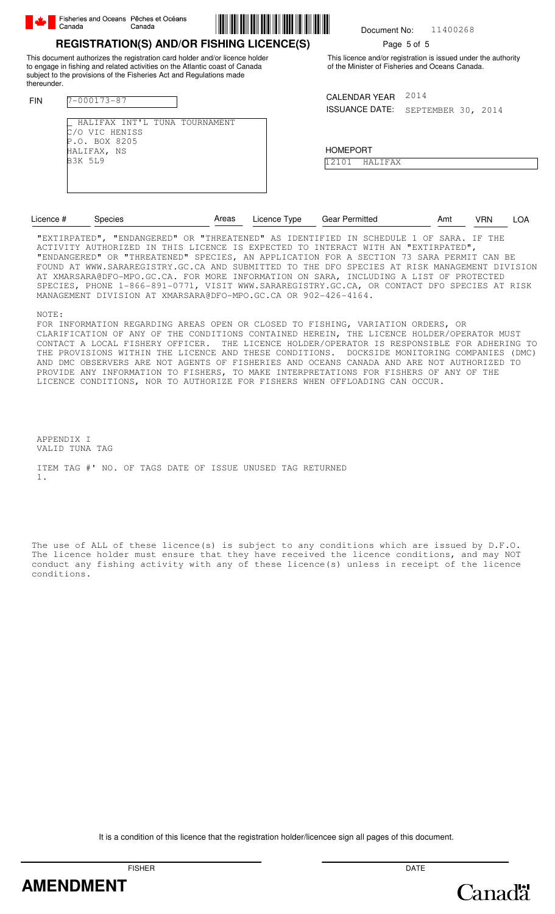Fisheries and Oceans Canada / Pêches et Océans Canada

Document No: 11400268

## REGISTRATION(S) AND/OR FISHING LICENCE(S)

This document authorizes the registration card holder and/or licence holder to engage in fishing and related activities on the Atlantic coast of Canada subject to the provisions of the Fisheries Act and Regulations made thereunder.

This licence and/or registration is issued under the authority of the Minister of Fisheries and Oceans Canada.

FIN: 7-000173-87

HALIFAX INT'L TUNA TOURNAMENT
C/O VIC HENISS
P.O. BOX 8205
HALIFAX, NS
B3K 5L9

CALENDAR YEAR: 2014
ISSUANCE DATE: SEPTEMBER 30, 2014

HOMEPORT: 12101 HALIFAX

| Licence # | Species | Areas | Licence Type | Gear Permitted | Amt | VRN | LOA |
|---|---|---|---|---|---|---|---|

"EXTIRPATED", "ENDANGERED" OR "THREATENED" AS IDENTIFIED IN SCHEDULE 1 OF SARA. IF THE ACTIVITY AUTHORIZED IN THIS LICENCE IS EXPECTED TO INTERACT WITH AN "EXTIRPATED", "ENDANGERED" OR "THREATENED" SPECIES, AN APPLICATION FOR A SECTION 73 SARA PERMIT CAN BE FOUND AT WWW.SARAREGISTRY.GC.CA AND SUBMITTED TO THE DFO SPECIES AT RISK MANAGEMENT DIVISION AT XMARSARA@DFO-MPO.GC.CA. FOR MORE INFORMATION ON SARA, INCLUDING A LIST OF PROTECTED SPECIES, PHONE 1-866-891-0771, VISIT WWW.SARAREGISTRY.GC.CA, OR CONTACT DFO SPECIES AT RISK MANAGEMENT DIVISION AT XMARSARA@DFO-MPO.GC.CA OR 902-426-4164.

NOTE:
FOR INFORMATION REGARDING AREAS OPEN OR CLOSED TO FISHING, VARIATION ORDERS, OR CLARIFICATION OF ANY OF THE CONDITIONS CONTAINED HEREIN, THE LICENCE HOLDER/OPERATOR MUST CONTACT A LOCAL FISHERY OFFICER. THE LICENCE HOLDER/OPERATOR IS RESPONSIBLE FOR ADHERING TO THE PROVISIONS WITHIN THE LICENCE AND THESE CONDITIONS. DOCKSIDE MONITORING COMPANIES (DMC) AND DMC OBSERVERS ARE NOT AGENTS OF FISHERIES AND OCEANS CANADA AND ARE NOT AUTHORIZED TO PROVIDE ANY INFORMATION TO FISHERS, TO MAKE INTERPRETATIONS FOR FISHERS OF ANY OF THE LICENCE CONDITIONS, NOR TO AUTHORIZE FOR FISHERS WHEN OFFLOADING CAN OCCUR.

APPENDIX I
VALID TUNA TAG

| ITEM | TAG #' | NO. OF TAGS | DATE OF ISSUE | UNUSED TAG RETURNED |
|---|---|---|---|---|
| 1. | | | | |

The use of ALL of these licence(s) is subject to any conditions which are issued by D.F.O. The licence holder must ensure that they have received the licence conditions, and may NOT conduct any fishing activity with any of these licence(s) unless in receipt of the licence conditions.

It is a condition of this licence that the registration holder/licencee sign all pages of this document.

FISHER ______________________ DATE ______________________

**AMENDMENT**

Canada